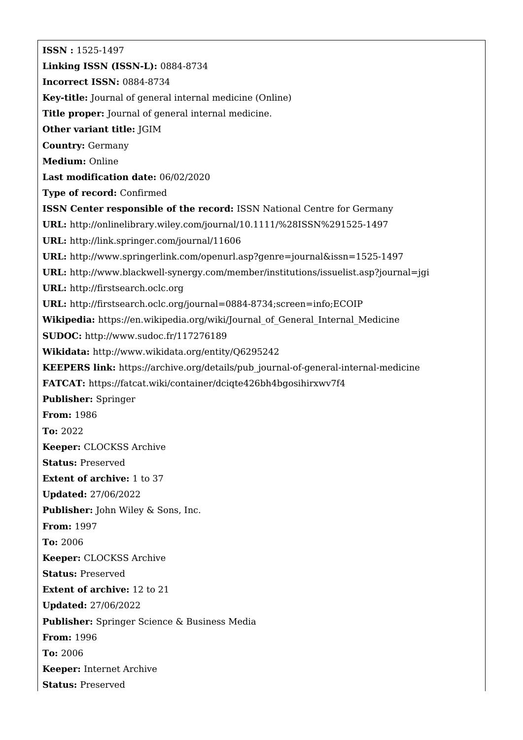**ISSN :** 1525-1497

**Linking ISSN (ISSN-L):** 0884-8734

**Incorrect ISSN:** 0884-8734

**Key-title:** Journal of general internal medicine (Online)

**Title proper:** Journal of general internal medicine.

**Other variant title:** JGIM

**Country:** Germany

**Medium:** Online

**Last modification date:** 06/02/2020

**Type of record:** Confirmed

**ISSN Center responsible of the record:** ISSN National Centre for Germany

**URL:** http://onlinelibrary.wiley.com/journal/10.1111/%28ISSN%291525-1497

**URL:** http://link.springer.com/journal/11606

**URL:** http://www.springerlink.com/openurl.asp?genre=journal&issn=1525-1497

**URL:** http://www.blackwell-synergy.com/member/institutions/issuelist.asp?journal=jgi

**URL:** http://firstsearch.oclc.org

**URL:** http://firstsearch.oclc.org/journal=0884-8734;screen=info;ECOIP

**Wikipedia:** https://en.wikipedia.org/wiki/Journal_of_General_Internal_Medicine

**SUDOC:** http://www.sudoc.fr/117276189

**Wikidata:** http://www.wikidata.org/entity/Q6295242

**KEEPERS link:** https://archive.org/details/pub_journal-of-general-internal-medicine

**FATCAT:** https://fatcat.wiki/container/dciqte426bh4bgosihirxwv7f4

**Publisher:** Springer

**From:** 1986

**To:** 2022

**Keeper:** CLOCKSS Archive

**Status:** Preserved

**Extent of archive:** 1 to 37

**Updated:** 27/06/2022

**Publisher:** John Wiley & Sons, Inc.

**From:** 1997

**To:** 2006

**Keeper:** CLOCKSS Archive

**Status:** Preserved

**Extent of archive:** 12 to 21

**Updated:** 27/06/2022

**Publisher:** Springer Science & Business Media

**From:** 1996

**To:** 2006

**Keeper:** Internet Archive

**Status:** Preserved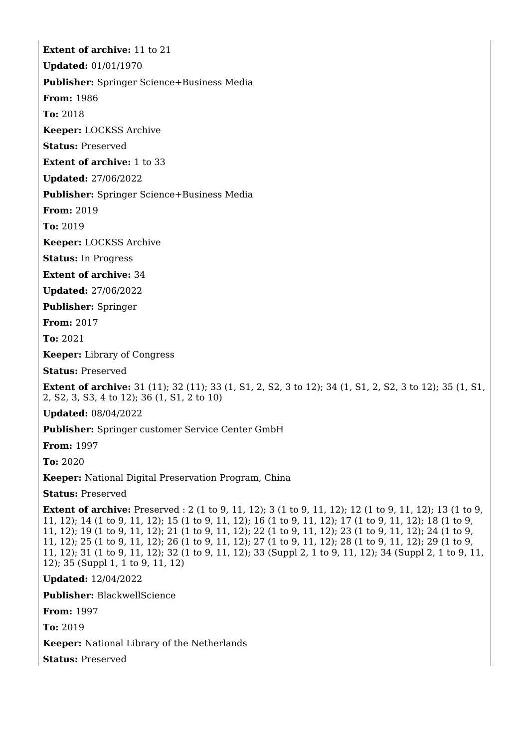**Extent of archive:** 11 to 21

**Updated:** 01/01/1970

**Publisher:** Springer Science+Business Media

**From:** 1986

**To:** 2018

**Keeper:** LOCKSS Archive

**Status:** Preserved

**Extent of archive:** 1 to 33

**Updated:** 27/06/2022

**Publisher:** Springer Science+Business Media

**From:** 2019

**To:** 2019

**Keeper:** LOCKSS Archive

**Status:** In Progress

**Extent of archive:** 34

**Updated:** 27/06/2022

**Publisher:** Springer

**From:** 2017

**To:** 2021

**Keeper:** Library of Congress

**Status:** Preserved

**Extent of archive:** 31 (11); 32 (11); 33 (1, S1, 2, S2, 3 to 12); 34 (1, S1, 2, S2, 3 to 12); 35 (1, S1, 2, S2, 3, S3, 4 to 12); 36 (1, S1, 2 to 10)

**Updated:** 08/04/2022

**Publisher:** Springer customer Service Center GmbH

**From:** 1997

**To:** 2020

**Keeper:** National Digital Preservation Program, China

**Status:** Preserved

**Extent of archive:** Preserved : 2 (1 to 9, 11, 12); 3 (1 to 9, 11, 12); 12 (1 to 9, 11, 12); 13 (1 to 9, 11, 12); 14 (1 to 9, 11, 12); 15 (1 to 9, 11, 12); 16 (1 to 9, 11, 12); 17 (1 to 9, 11, 12); 18 (1 to 9, 11, 12); 19 (1 to 9, 11, 12); 21 (1 to 9, 11, 12); 22 (1 to 9, 11, 12); 23 (1 to 9, 11, 12); 24 (1 to 9, 11, 12); 25 (1 to 9, 11, 12); 26 (1 to 9, 11, 12); 27 (1 to 9, 11, 12); 28 (1 to 9, 11, 12); 29 (1 to 9, 11, 12); 31 (1 to 9, 11, 12); 32 (1 to 9, 11, 12); 33 (Suppl 2, 1 to 9, 11, 12); 34 (Suppl 2, 1 to 9, 11, 12); 35 (Suppl 1, 1 to 9, 11, 12)

**Updated:** 12/04/2022

**Publisher:** BlackwellScience

**From:** 1997

**To:** 2019

**Keeper:** National Library of the Netherlands

**Status:** Preserved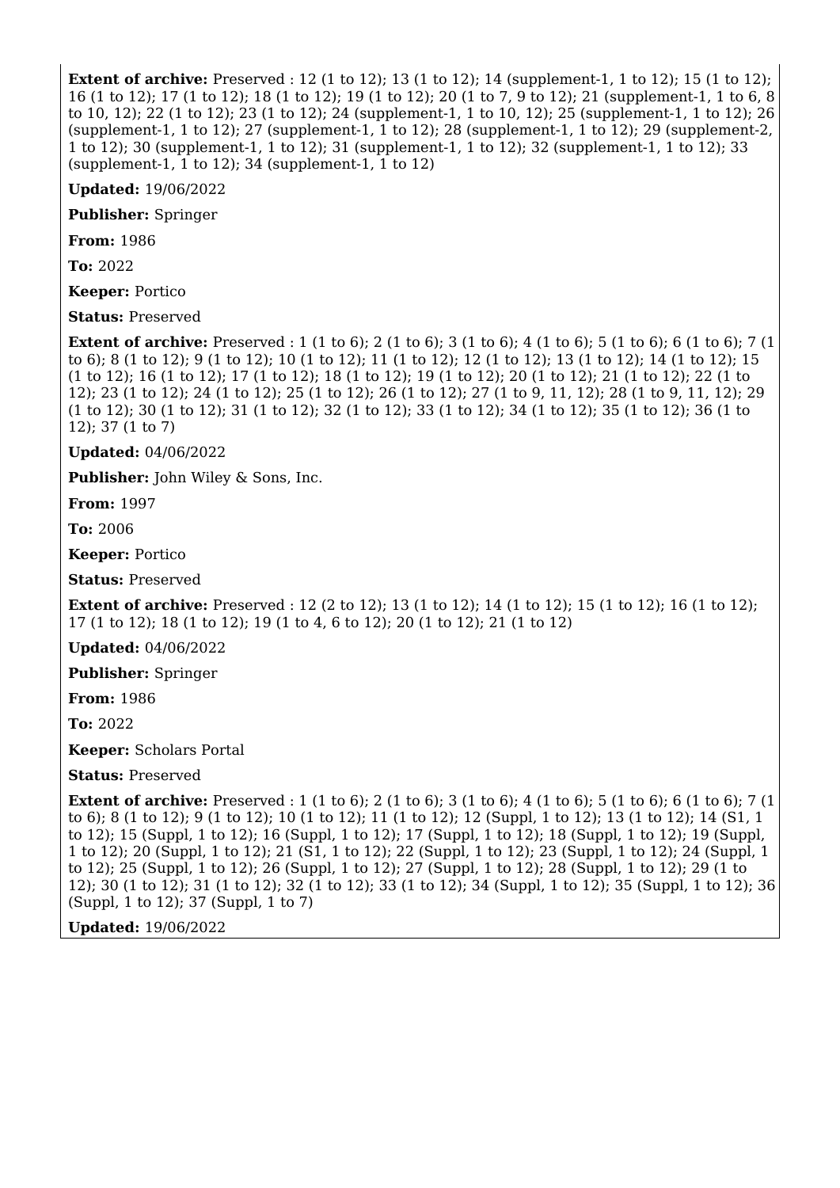**Extent of archive:** Preserved : 12 (1 to 12); 13 (1 to 12); 14 (supplement-1, 1 to 12); 15 (1 to 12); 16 (1 to 12); 17 (1 to 12); 18 (1 to 12); 19 (1 to 12); 20 (1 to 7, 9 to 12); 21 (supplement-1, 1 to 6, 8 to 10, 12); 22 (1 to 12); 23 (1 to 12); 24 (supplement-1, 1 to 10, 12); 25 (supplement-1, 1 to 12); 26 (supplement-1, 1 to 12); 27 (supplement-1, 1 to 12); 28 (supplement-1, 1 to 12); 29 (supplement-2, 1 to 12); 30 (supplement-1, 1 to 12); 31 (supplement-1, 1 to 12); 32 (supplement-1, 1 to 12); 33 (supplement-1, 1 to 12); 34 (supplement-1, 1 to 12)

**Updated:** 19/06/2022

**Publisher:** Springer

**From:** 1986

**To:** 2022

**Keeper:** Portico

**Status:** Preserved

**Extent of archive:** Preserved : 1 (1 to 6); 2 (1 to 6); 3 (1 to 6); 4 (1 to 6); 5 (1 to 6); 6 (1 to 6); 7 (1 to 6); 8 (1 to 12); 9 (1 to 12); 10 (1 to 12); 11 (1 to 12); 12 (1 to 12); 13 (1 to 12); 14 (1 to 12); 15 (1 to 12); 16 (1 to 12); 17 (1 to 12); 18 (1 to 12); 19 (1 to 12); 20 (1 to 12); 21 (1 to 12); 22 (1 to 12); 23 (1 to 12); 24 (1 to 12); 25 (1 to 12); 26 (1 to 12); 27 (1 to 9, 11, 12); 28 (1 to 9, 11, 12); 29 (1 to 12); 30 (1 to 12); 31 (1 to 12); 32 (1 to 12); 33 (1 to 12); 34 (1 to 12); 35 (1 to 12); 36 (1 to 12); 37 (1 to 7)

**Updated:** 04/06/2022

**Publisher:** John Wiley & Sons, Inc.

**From:** 1997

**To:** 2006

**Keeper:** Portico

**Status:** Preserved

**Extent of archive:** Preserved : 12 (2 to 12); 13 (1 to 12); 14 (1 to 12); 15 (1 to 12); 16 (1 to 12); 17 (1 to 12); 18 (1 to 12); 19 (1 to 4, 6 to 12); 20 (1 to 12); 21 (1 to 12)

**Updated:** 04/06/2022

**Publisher:** Springer

**From:** 1986

**To:** 2022

**Keeper:** Scholars Portal

**Status:** Preserved

**Extent of archive:** Preserved : 1 (1 to 6); 2 (1 to 6); 3 (1 to 6); 4 (1 to 6); 5 (1 to 6); 6 (1 to 6); 7 (1 to 6); 8 (1 to 12); 9 (1 to 12); 10 (1 to 12); 11 (1 to 12); 12 (Suppl, 1 to 12); 13 (1 to 12); 14 (S1, 1 to 12); 15 (Suppl, 1 to 12); 16 (Suppl, 1 to 12); 17 (Suppl, 1 to 12); 18 (Suppl, 1 to 12); 19 (Suppl, 1 to 12); 20 (Suppl, 1 to 12); 21 (S1, 1 to 12); 22 (Suppl, 1 to 12); 23 (Suppl, 1 to 12); 24 (Suppl, 1 to 12); 25 (Suppl, 1 to 12); 26 (Suppl, 1 to 12); 27 (Suppl, 1 to 12); 28 (Suppl, 1 to 12); 29 (1 to 12); 30 (1 to 12); 31 (1 to 12); 32 (1 to 12); 33 (1 to 12); 34 (Suppl, 1 to 12); 35 (Suppl, 1 to 12); 36 (Suppl, 1 to 12); 37 (Suppl, 1 to 7)

**Updated:** 19/06/2022